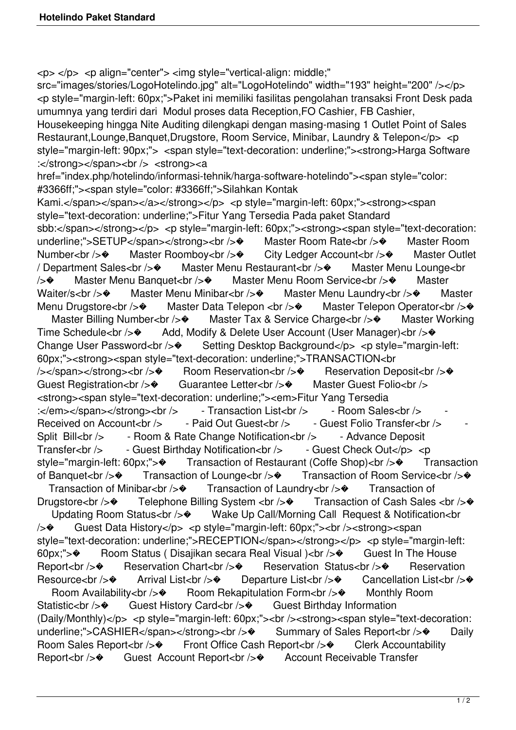<p> </p> <p align="center"> <img style="vertical-align: middle;" src="images/stories/LogoHotelindo.jpg" alt="LogoHotelindo" width="193" height="200" /></p> <p style="margin-left: 60px;">Paket ini memiliki fasilitas pengolahan transaksi Front Desk pada umumnya yang terdiri dari  Modul proses data Reception,FO Cashier, FB Cashier, Housekeeping hingga Nite Auditing dilengkapi dengan masing-masing 1 Outlet Point of Sales Restaurant,Lounge,Banquet,Drugstore, Room Service, Minibar, Laundry & Telepon</p>  <p style="margin-left: 90px;">  <span style="text-decoration: underline;"><strong>Harga Software :</strong></span><br />  <strong><a href="index.php/hotelindo/informasi-tehnik/harga-software-hotelindo"><span style="color: #3366ff;"><span style="color: #3366ff;">Silahkan Kontak Kami.</span></span></a></strong></p>  <p style="margin-left: 60px;"><strong><span style="text-decoration: underline;">Fitur Yang Tersedia Pada paket Standard sbb:</span></strong></p>  <p style="margin-left: 60px;"><strong><span style="text-decoration: underline;">SETUP</span></strong><br />�       Master Room Rate<br />�       Master Room Number<br />�       Master Roomboy<br />�       City Ledger Account<br />�       Master Outlet / Department Sales<br />�       Master Menu Restaurant<br />�       Master Menu Lounge<br />�       Master Menu Banquet<br />�       Master Menu Room Service<br />�       Master Waiter/s<br />�       Master Menu Minibar<br />�       Master Menu Laundry<br />�       Master Menu Drugstore<br />�       Master Data Telepon <br />�       Master Telepon Operator<br />�       Master Billing Number<br />�       Master Tax & Service Charge<br />�       Master Working Time Schedule<br />�       Add, Modify & Delete User Account (User Manager)<br />�       Change User Password<br />�       Setting Desktop Background</p>  <p style="margin-left: 60px;"><strong><span style="text-decoration: underline;">TRANSACTION<br /></span></strong><br />�       Room Reservation<br />�       Reservation Deposit<br />�       Guest Registration<br />�       Guarantee Letter<br />�       Master Guest Folio<br /> <strong><span style="text-decoration: underline;"><em>Fitur Yang Tersedia :</em></span></strong><br />        - Transaction List<br />        - Room Sales<br />        - Received on Account<br />        - Paid Out Guest<br />        - Guest Folio Transfer<br />        - Split  Bill<br />        - Room & Rate Change Notification<br />        - Advance Deposit Transfer<br />        - Guest Birthday Notification<br />        - Guest Check Out</p>  <p style="margin-left: 60px;">�       Transaction of Restaurant (Coffe Shop)<br />�       Transaction of Banquet<br />�       Transaction of Lounge<br />�       Transaction of Room Service<br />�       Transaction of Minibar<br />�       Transaction of Laundry<br />�       Transaction of Drugstore<br />�       Telephone Billing System <br />�       Transaction of Cash Sales <br />�       Updating Room Status<br />�       Wake Up Call/Morning Call  Request & Notification<br />�       Guest Data History</p>  <p style="margin-left: 60px;"><br /><strong><span style="text-decoration: underline;">RECEPTION</span></strong></p>  <p style="margin-left: 60px;">�       Room Status ( Disajikan secara Real Visual )<br />�       Guest In The House Report<br />�       Reservation Chart<br />�       Reservation  Status<br />�       Reservation Resource<br />�       Arrival List<br />�       Departure List<br />�       Cancellation List<br />�       Room Availability<br />�       Room Rekapitulation Form<br />�       Monthly Room Statistic<br />�       Guest History Card<br />�       Guest Birthday Information (Daily/Monthly)</p>  <p style="margin-left: 60px;"><br /><strong><span style="text-decoration: underline;">CASHIER</span></strong><br />�       Summary of Sales Report<br />�       Daily Room Sales Report<br />�       Front Office Cash Report<br />�       Clerk Accountability Report<br />�       Guest  Account Report<br />�       Account Receivable Transfer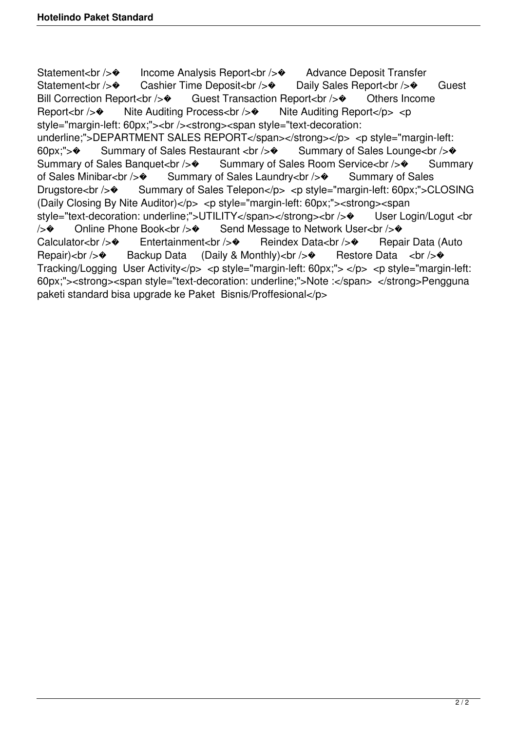Statement<br />� Income Analysis Report<br />� Advance Deposit Transfer Statement<br />� Cashier Time Deposit<br />� Daily Sales Report<br />� Guest Bill Correction Report<br />� Guest Transaction Report<br />� Others Income Report<br />� Nite Auditing Process<br />� Nite Auditing Report</p> <p style="margin-left: 60px;"><br /><strong><span style="text-decoration: underline;">DEPARTMENT SALES REPORT</span></strong></p> <p style="margin-left: 60px;">� Summary of Sales Restaurant <br />� Summary of Sales Lounge<br />� Summary of Sales Banquet<br />� Summary of Sales Room Service<br />� Summary of Sales Minibar<br />� Summary of Sales Laundry<br />� Summary of Sales Drugstore<br />� Summary of Sales Telepon</p> <p style="margin-left: 60px;">CLOSING (Daily Closing By Nite Auditor)</p> <p style="margin-left: 60px;"><strong><span style="text-decoration: underline;">UTILITY</span></strong><br />� User Login/Logut <br />� Online Phone Book<br />� Send Message to Network User<br />� Calculator<br />� Entertainment<br />� Reindex Data<br />� Repair Data (Auto Repair)<br />� Backup Data (Daily & Monthly)<br />� Restore Data <br />� Tracking/Logging User Activity</p> <p style="margin-left: 60px;"> </p> <p style="margin-left: 60px;"><strong><span style="text-decoration: underline;">Note :</span> </strong>Pengguna paketi standard bisa upgrade ke Paket Bisnis/Proffesional</p>